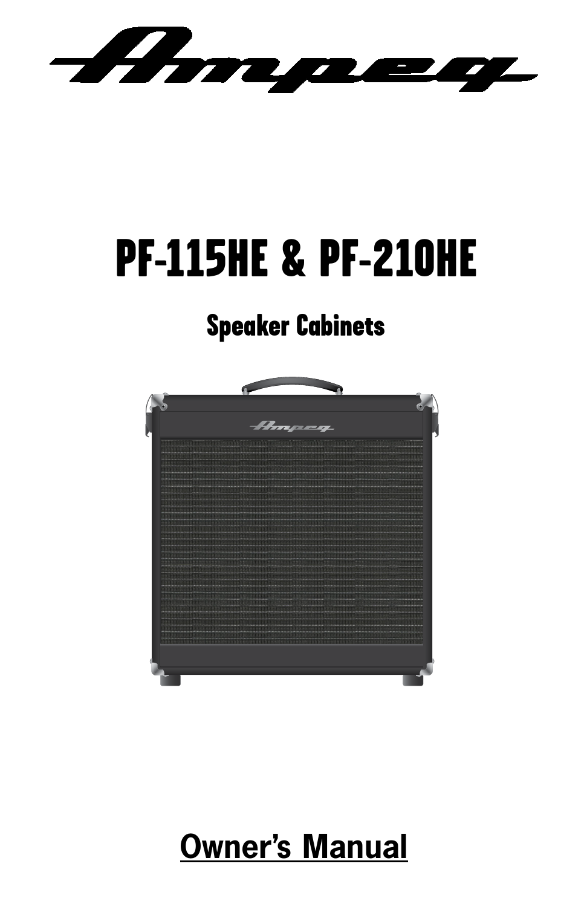# Ampeg

# PF-115HE & PF-210HE

## Speaker Cabinets

## Owner's Manual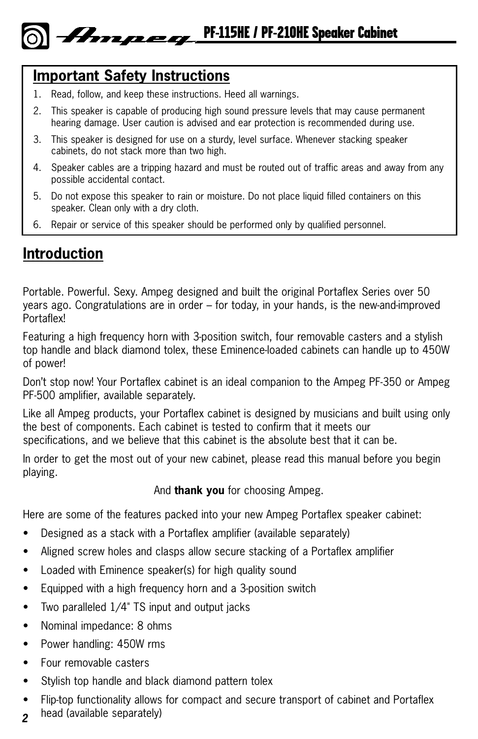## Important Safety Instructions

1. Read, follow, and keep these instructions. Heed all warnings.
2. This speaker is capable of producing high sound pressure levels that may cause permanent hearing damage. User caution is advised and ear protection is recommended during use.
3. This speaker is designed for use on a sturdy, level surface. Whenever stacking speaker cabinets, do not stack more than two high.
4. Speaker cables are a tripping hazard and must be routed out of traffic areas and away from any possible accidental contact.
5. Do not expose this speaker to rain or moisture. Do not place liquid filled containers on this speaker. Clean only with a dry cloth.
6. Repair or service of this speaker should be performed only by qualified personnel.

## Introduction

Portable. Powerful. Sexy. Ampeg designed and built the original Portaflex Series over 50 years ago. Congratulations are in order – for today, in your hands, is the new-and-improved Portaflex!

Featuring a high frequency horn with 3-position switch, four removable casters and a stylish top handle and black diamond tolex, these Eminence-loaded cabinets can handle up to 450W of power!

Don't stop now! Your Portaflex cabinet is an ideal companion to the Ampeg PF-350 or Ampeg PF-500 amplifier, available separately.

Like all Ampeg products, your Portaflex cabinet is designed by musicians and built using only the best of components. Each cabinet is tested to confirm that it meets our specifications, and we believe that this cabinet is the absolute best that it can be.

In order to get the most out of your new cabinet, please read this manual before you begin playing.

And **thank you** for choosing Ampeg.

Here are some of the features packed into your new Ampeg Portaflex speaker cabinet:

- Designed as a stack with a Portaflex amplifier (available separately)
- Aligned screw holes and clasps allow secure stacking of a Portaflex amplifier
- Loaded with Eminence speaker(s) for high quality sound
- Equipped with a high frequency horn and a 3-position switch
- Two paralleled 1/4" TS input and output jacks
- Nominal impedance: 8 ohms
- Power handling: 450W rms
- Four removable casters
- Stylish top handle and black diamond pattern tolex
- Flip-top functionality allows for compact and secure transport of cabinet and Portaflex head (available separately)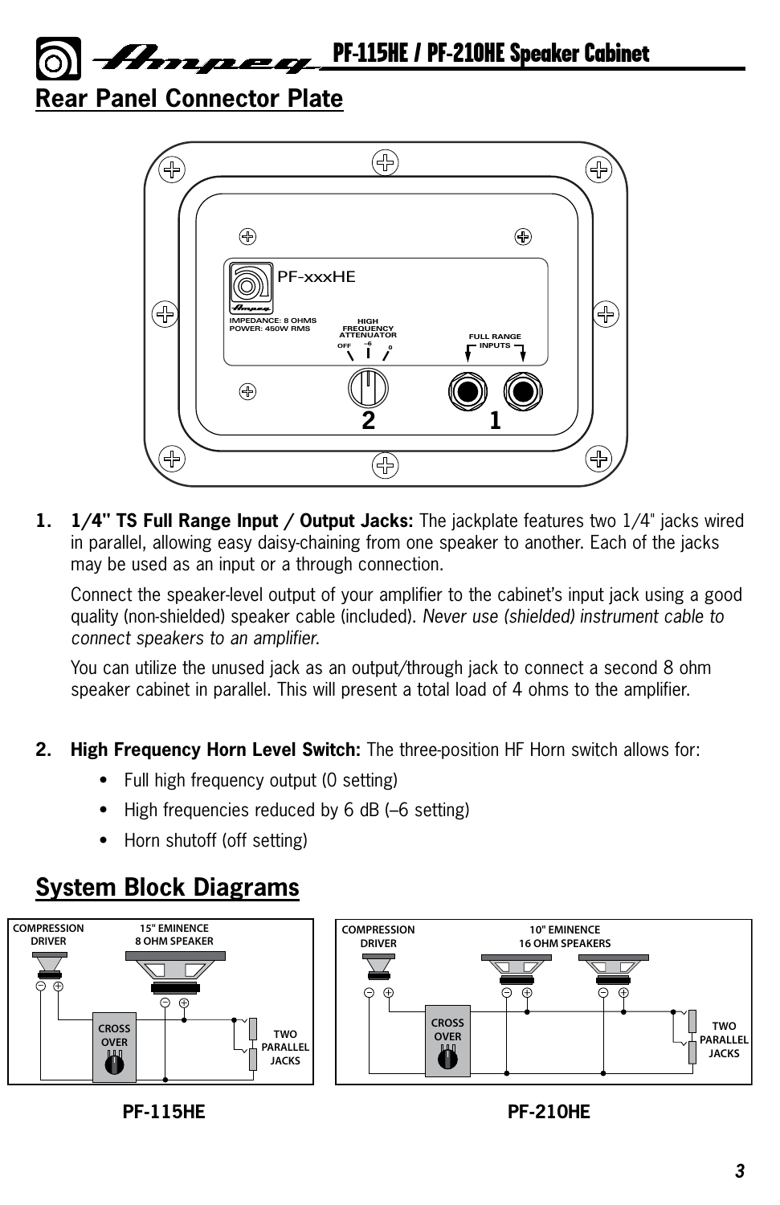## Rear Panel Connector Plate

1. **1/4" TS Full Range Input / Output Jacks:** The jackplate features two 1/4" jacks wired in parallel, allowing easy daisy-chaining from one speaker to another. Each of the jacks may be used as an input or a through connection.

   Connect the speaker-level output of your amplifier to the cabinet's input jack using a good quality (non-shielded) speaker cable (included). *Never use (shielded) instrument cable to connect speakers to an amplifier.*

   You can utilize the unused jack as an output/through jack to connect a second 8 ohm speaker cabinet in parallel. This will present a total load of 4 ohms to the amplifier.

2. **High Frequency Horn Level Switch:** The three-position HF Horn switch allows for:
   - Full high frequency output (0 setting)
   - High frequencies reduced by 6 dB (–6 setting)
   - Horn shutoff (off setting)

## System Block Diagrams

PF-115HE

PF-210HE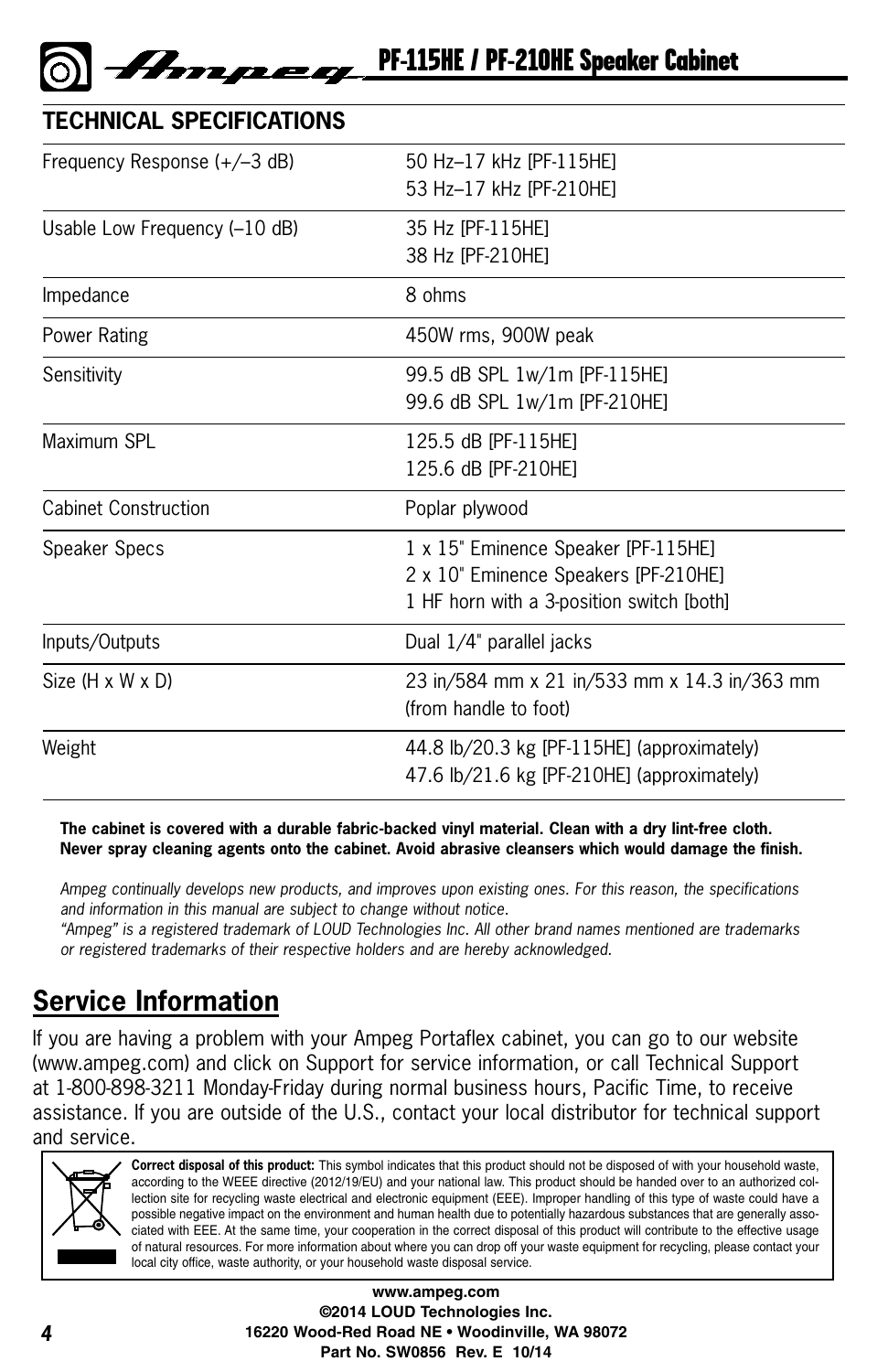# PF-115HE / PF-210HE Speaker Cabinet

## TECHNICAL SPECIFICATIONS

| | |
|---|---|
| Frequency Response (+/–3 dB) | 50 Hz–17 kHz [PF-115HE]<br>53 Hz–17 kHz [PF-210HE] |
| Usable Low Frequency (–10 dB) | 35 Hz [PF-115HE]<br>38 Hz [PF-210HE] |
| Impedance | 8 ohms |
| Power Rating | 450W rms, 900W peak |
| Sensitivity | 99.5 dB SPL 1w/1m [PF-115HE]<br>99.6 dB SPL 1w/1m [PF-210HE] |
| Maximum SPL | 125.5 dB [PF-115HE]<br>125.6 dB [PF-210HE] |
| Cabinet Construction | Poplar plywood |
| Speaker Specs | 1 x 15" Eminence Speaker [PF-115HE]<br>2 x 10" Eminence Speakers [PF-210HE]<br>1 HF horn with a 3-position switch [both] |
| Inputs/Outputs | Dual 1/4" parallel jacks |
| Size (H x W x D) | 23 in/584 mm x 21 in/533 mm x 14.3 in/363 mm (from handle to foot) |
| Weight | 44.8 lb/20.3 kg [PF-115HE] (approximately)<br>47.6 lb/21.6 kg [PF-210HE] (approximately) |

**The cabinet is covered with a durable fabric-backed vinyl material. Clean with a dry lint-free cloth. Never spray cleaning agents onto the cabinet. Avoid abrasive cleansers which would damage the finish.**

*Ampeg continually develops new products, and improves upon existing ones. For this reason, the specifications and information in this manual are subject to change without notice.*
*"Ampeg" is a registered trademark of LOUD Technologies Inc. All other brand names mentioned are trademarks or registered trademarks of their respective holders and are hereby acknowledged.*

## Service Information

If you are having a problem with your Ampeg Portaflex cabinet, you can go to our website (www.ampeg.com) and click on Support for service information, or call Technical Support at 1-800-898-3211 Monday-Friday during normal business hours, Pacific Time, to receive assistance. If you are outside of the U.S., contact your local distributor for technical support and service.

**Correct disposal of this product:** This symbol indicates that this product should not be disposed of with your household waste, according to the WEEE directive (2012/19/EU) and your national law. This product should be handed over to an authorized collection site for recycling waste electrical and electronic equipment (EEE). Improper handling of this type of waste could have a possible negative impact on the environment and human health due to potentially hazardous substances that are generally associated with EEE. At the same time, your cooperation in the correct disposal of this product will contribute to the effective usage of natural resources. For more information about where you can drop off your waste equipment for recycling, please contact your local city office, waste authority, or your household waste disposal service.

**www.ampeg.com**
**©2014 LOUD Technologies Inc.**
**16220 Wood-Red Road NE • Woodinville, WA 98072**
**Part No. SW0856 Rev. E 10/14**